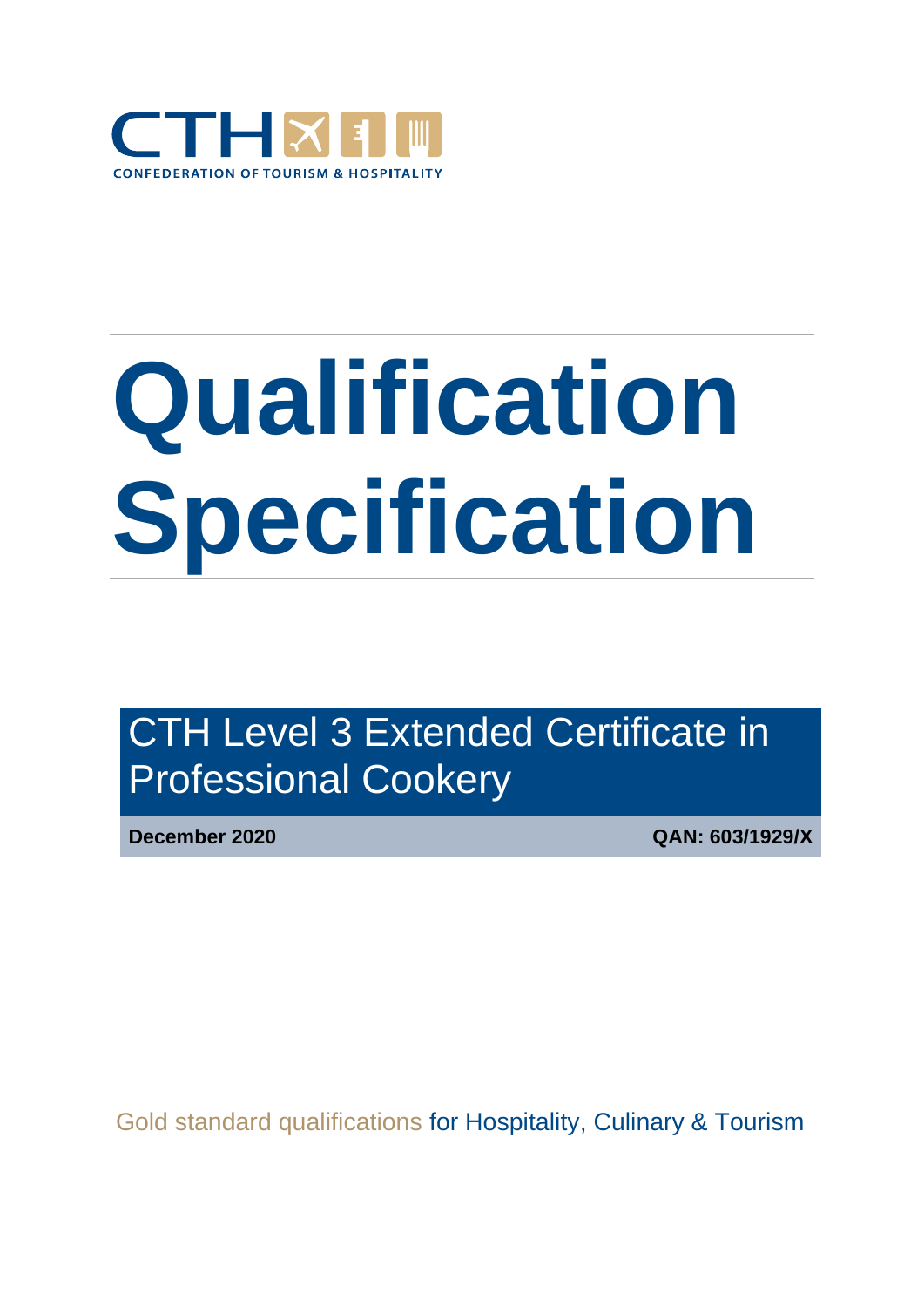CTH

CONFEDERATION OF TOURISM & HOSPITALITY

# Qualification Specification

## CTH Level 3 Extended Certificate in Professional Cookery

**December 2020** **QAN: 603/1929/X**

Gold standard qualifications for Hospitality, Culinary & Tourism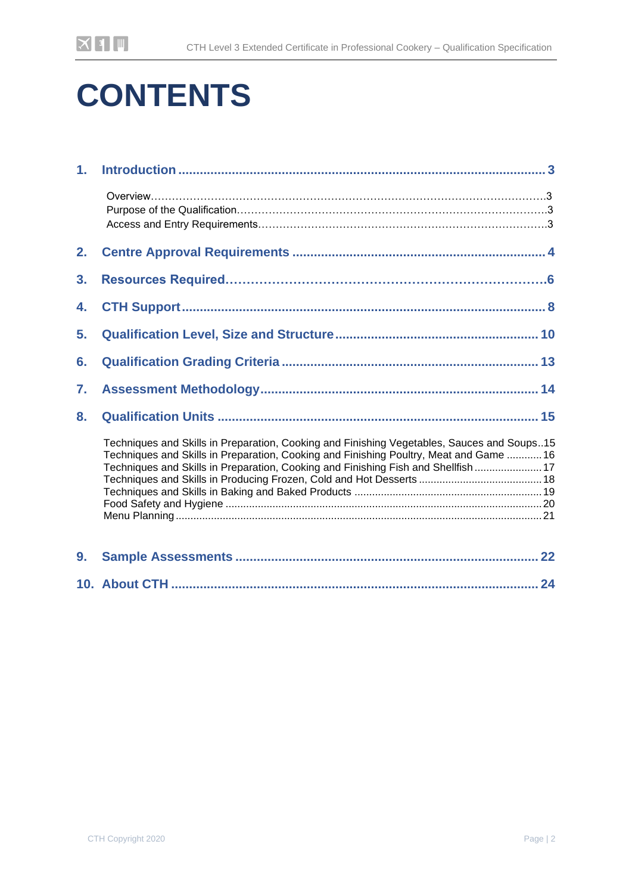# CONTENTS

1. **Introduction** ..... 3
   - Overview ..... 3
   - Purpose of the Qualification ..... 3
   - Access and Entry Requirements ..... 3
2. **Centre Approval Requirements** ..... 4
3. **Resources Required** ..... 6
4. **CTH Support** ..... 8
5. **Qualification Level, Size and Structure** ..... 10
6. **Qualification Grading Criteria** ..... 13
7. **Assessment Methodology** ..... 14
8. **Qualification Units** ..... 15
   - Techniques and Skills in Preparation, Cooking and Finishing Vegetables, Sauces and Soups ..... 15
   - Techniques and Skills in Preparation, Cooking and Finishing Poultry, Meat and Game ..... 16
   - Techniques and Skills in Preparation, Cooking and Finishing Fish and Shellfish ..... 17
   - Techniques and Skills in Producing Frozen, Cold and Hot Desserts ..... 18
   - Techniques and Skills in Baking and Baked Products ..... 19
   - Food Safety and Hygiene ..... 20
   - Menu Planning ..... 21
9. **Sample Assessments** ..... 22
10. **About CTH** ..... 24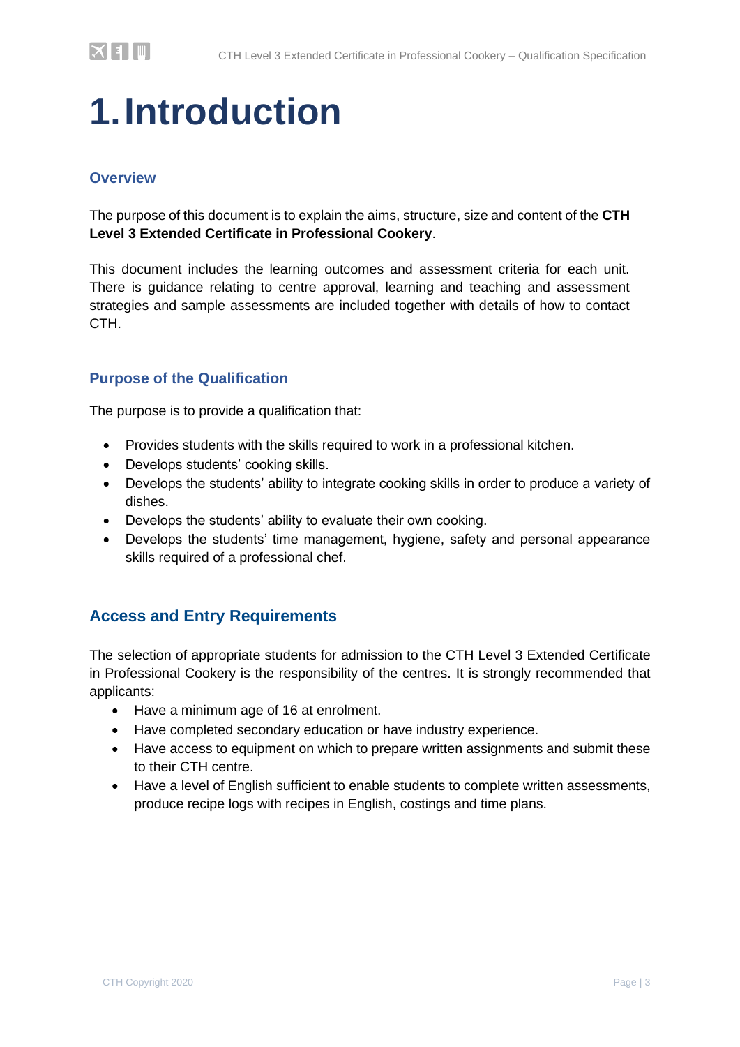# 1. Introduction

## Overview

The purpose of this document is to explain the aims, structure, size and content of the **CTH Level 3 Extended Certificate in Professional Cookery**.

This document includes the learning outcomes and assessment criteria for each unit. There is guidance relating to centre approval, learning and teaching and assessment strategies and sample assessments are included together with details of how to contact CTH.

## Purpose of the Qualification

The purpose is to provide a qualification that:

- Provides students with the skills required to work in a professional kitchen.
- Develops students' cooking skills.
- Develops the students' ability to integrate cooking skills in order to produce a variety of dishes.
- Develops the students' ability to evaluate their own cooking.
- Develops the students' time management, hygiene, safety and personal appearance skills required of a professional chef.

## Access and Entry Requirements

The selection of appropriate students for admission to the CTH Level 3 Extended Certificate in Professional Cookery is the responsibility of the centres. It is strongly recommended that applicants:

- Have a minimum age of 16 at enrolment.
- Have completed secondary education or have industry experience.
- Have access to equipment on which to prepare written assignments and submit these to their CTH centre.
- Have a level of English sufficient to enable students to complete written assessments, produce recipe logs with recipes in English, costings and time plans.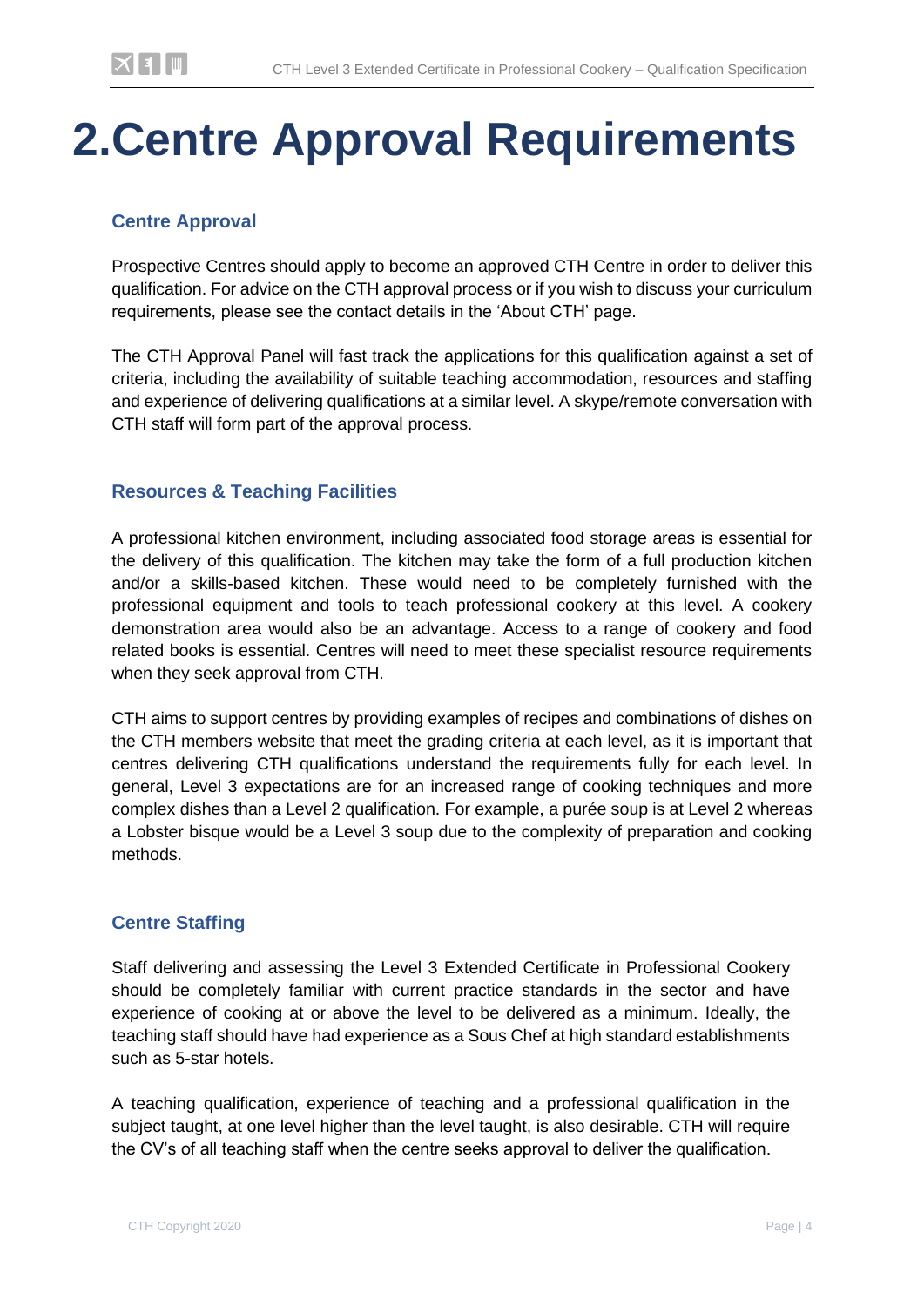# 2. Centre Approval Requirements

## Centre Approval

Prospective Centres should apply to become an approved CTH Centre in order to deliver this qualification. For advice on the CTH approval process or if you wish to discuss your curriculum requirements, please see the contact details in the 'About CTH' page.

The CTH Approval Panel will fast track the applications for this qualification against a set of criteria, including the availability of suitable teaching accommodation, resources and staffing and experience of delivering qualifications at a similar level. A skype/remote conversation with CTH staff will form part of the approval process.

## Resources & Teaching Facilities

A professional kitchen environment, including associated food storage areas is essential for the delivery of this qualification. The kitchen may take the form of a full production kitchen and/or a skills-based kitchen. These would need to be completely furnished with the professional equipment and tools to teach professional cookery at this level. A cookery demonstration area would also be an advantage. Access to a range of cookery and food related books is essential. Centres will need to meet these specialist resource requirements when they seek approval from CTH.

CTH aims to support centres by providing examples of recipes and combinations of dishes on the CTH members website that meet the grading criteria at each level, as it is important that centres delivering CTH qualifications understand the requirements fully for each level. In general, Level 3 expectations are for an increased range of cooking techniques and more complex dishes than a Level 2 qualification. For example, a purée soup is at Level 2 whereas a Lobster bisque would be a Level 3 soup due to the complexity of preparation and cooking methods.

## Centre Staffing

Staff delivering and assessing the Level 3 Extended Certificate in Professional Cookery should be completely familiar with current practice standards in the sector and have experience of cooking at or above the level to be delivered as a minimum. Ideally, the teaching staff should have had experience as a Sous Chef at high standard establishments such as 5-star hotels.

A teaching qualification, experience of teaching and a professional qualification in the subject taught, at one level higher than the level taught, is also desirable. CTH will require the CV's of all teaching staff when the centre seeks approval to deliver the qualification.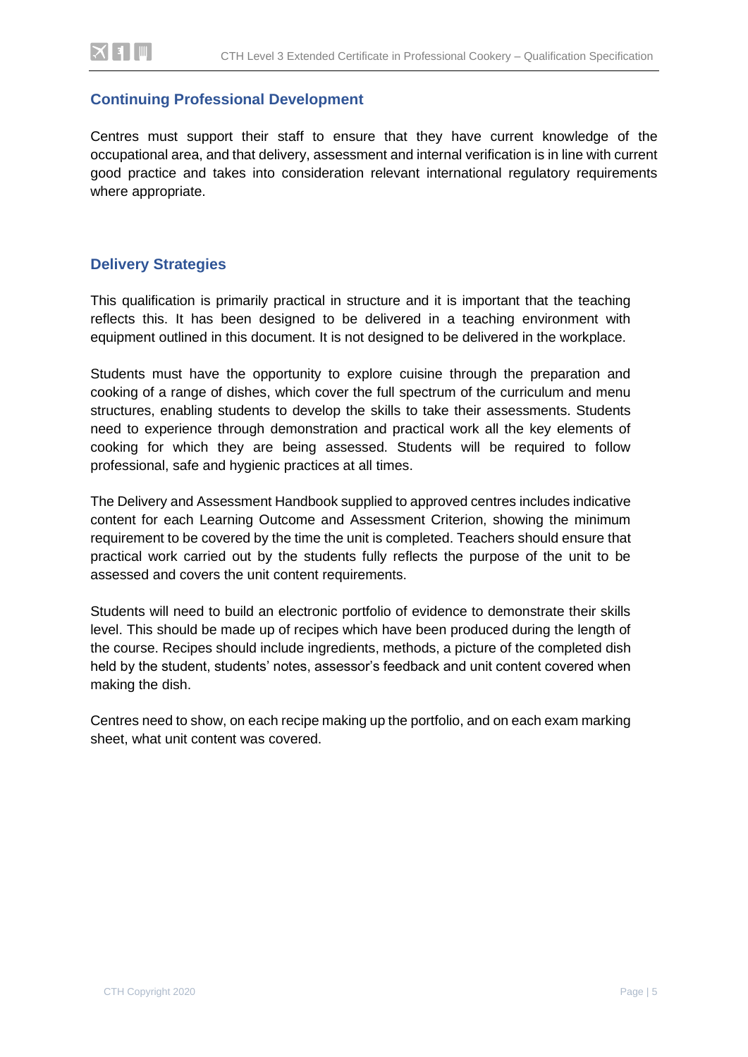## Continuing Professional Development

Centres must support their staff to ensure that they have current knowledge of the occupational area, and that delivery, assessment and internal verification is in line with current good practice and takes into consideration relevant international regulatory requirements where appropriate.

## Delivery Strategies

This qualification is primarily practical in structure and it is important that the teaching reflects this. It has been designed to be delivered in a teaching environment with equipment outlined in this document. It is not designed to be delivered in the workplace.

Students must have the opportunity to explore cuisine through the preparation and cooking of a range of dishes, which cover the full spectrum of the curriculum and menu structures, enabling students to develop the skills to take their assessments. Students need to experience through demonstration and practical work all the key elements of cooking for which they are being assessed. Students will be required to follow professional, safe and hygienic practices at all times.

The Delivery and Assessment Handbook supplied to approved centres includes indicative content for each Learning Outcome and Assessment Criterion, showing the minimum requirement to be covered by the time the unit is completed. Teachers should ensure that practical work carried out by the students fully reflects the purpose of the unit to be assessed and covers the unit content requirements.

Students will need to build an electronic portfolio of evidence to demonstrate their skills level. This should be made up of recipes which have been produced during the length of the course. Recipes should include ingredients, methods, a picture of the completed dish held by the student, students' notes, assessor's feedback and unit content covered when making the dish.

Centres need to show, on each recipe making up the portfolio, and on each exam marking sheet, what unit content was covered.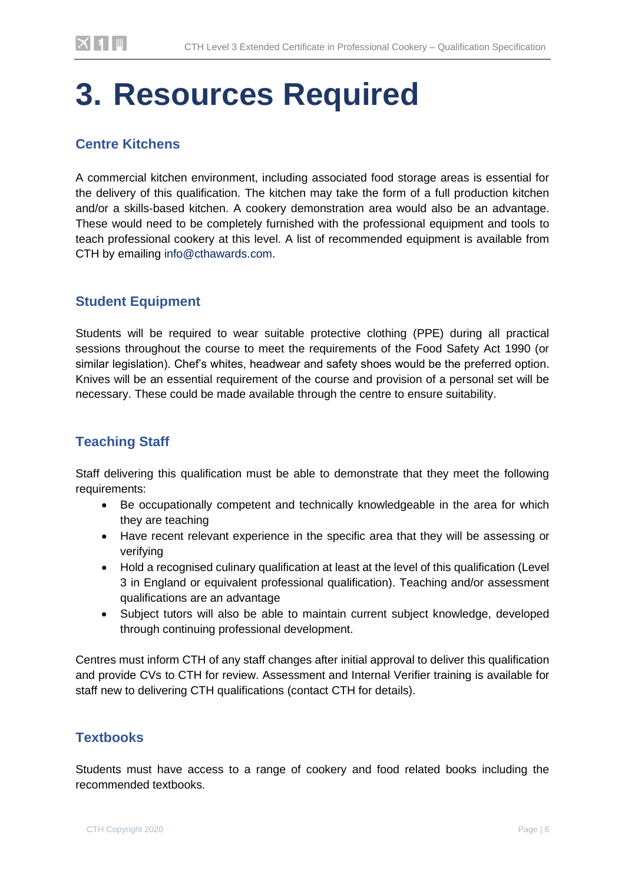# 3. Resources Required

## Centre Kitchens

A commercial kitchen environment, including associated food storage areas is essential for the delivery of this qualification. The kitchen may take the form of a full production kitchen and/or a skills-based kitchen. A cookery demonstration area would also be an advantage. These would need to be completely furnished with the professional equipment and tools to teach professional cookery at this level. A list of recommended equipment is available from CTH by emailing info@cthawards.com.

## Student Equipment

Students will be required to wear suitable protective clothing (PPE) during all practical sessions throughout the course to meet the requirements of the Food Safety Act 1990 (or similar legislation). Chef's whites, headwear and safety shoes would be the preferred option. Knives will be an essential requirement of the course and provision of a personal set will be necessary. These could be made available through the centre to ensure suitability.

## Teaching Staff

Staff delivering this qualification must be able to demonstrate that they meet the following requirements:

- Be occupationally competent and technically knowledgeable in the area for which they are teaching
- Have recent relevant experience in the specific area that they will be assessing or verifying
- Hold a recognised culinary qualification at least at the level of this qualification (Level 3 in England or equivalent professional qualification). Teaching and/or assessment qualifications are an advantage
- Subject tutors will also be able to maintain current subject knowledge, developed through continuing professional development.

Centres must inform CTH of any staff changes after initial approval to deliver this qualification and provide CVs to CTH for review. Assessment and Internal Verifier training is available for staff new to delivering CTH qualifications (contact CTH for details).

## Textbooks

Students must have access to a range of cookery and food related books including the recommended textbooks.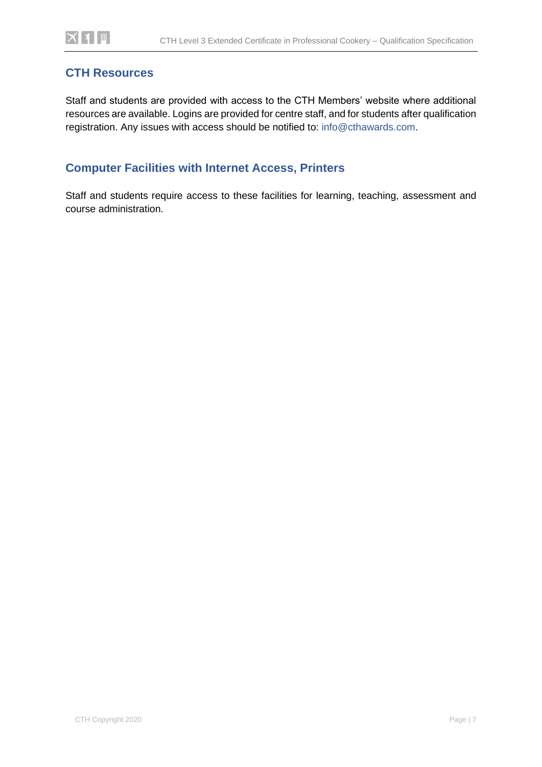## CTH Resources

Staff and students are provided with access to the CTH Members' website where additional resources are available. Logins are provided for centre staff, and for students after qualification registration. Any issues with access should be notified to: info@cthawards.com.

## Computer Facilities with Internet Access, Printers

Staff and students require access to these facilities for learning, teaching, assessment and course administration.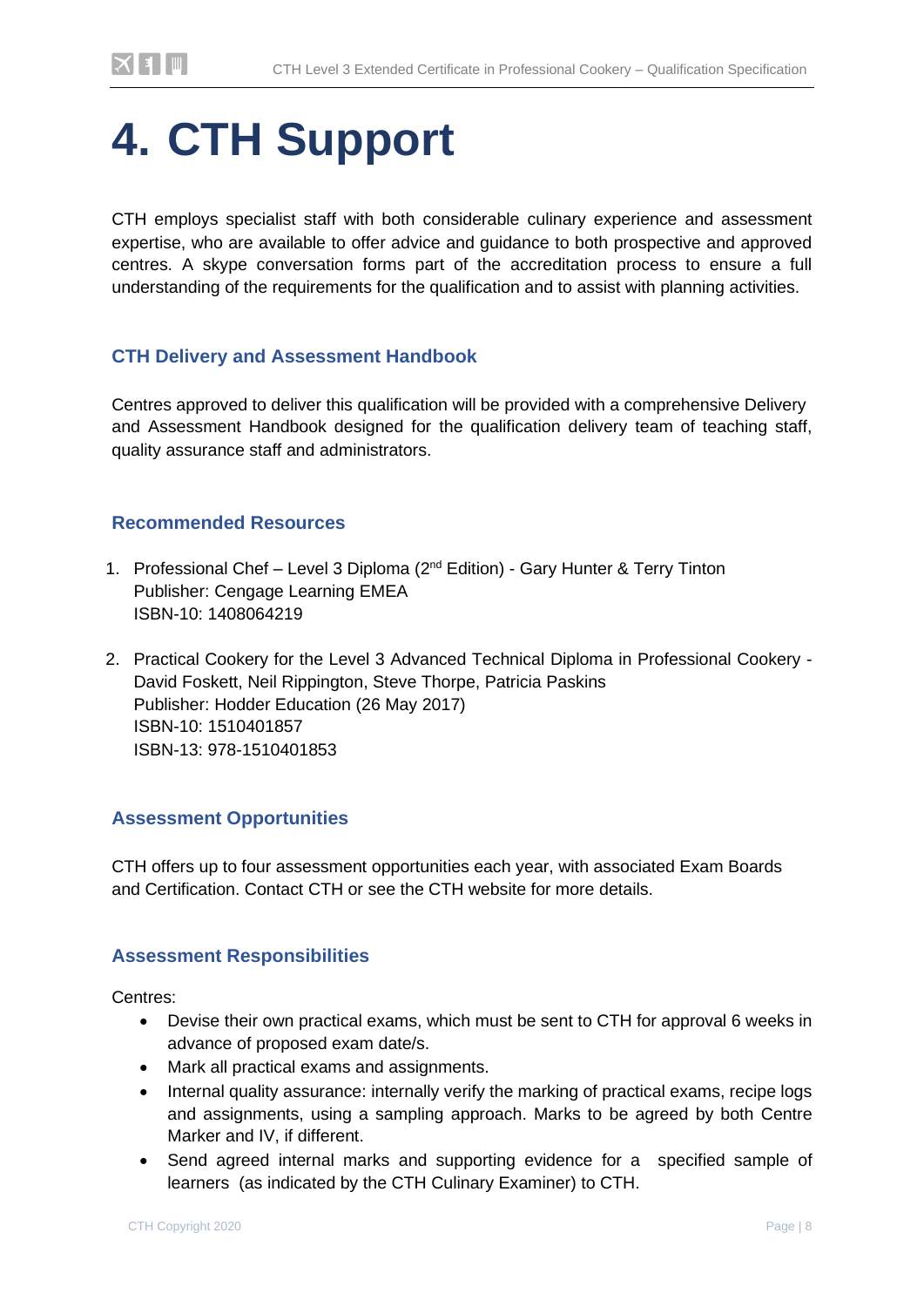# 4. CTH Support

CTH employs specialist staff with both considerable culinary experience and assessment expertise, who are available to offer advice and guidance to both prospective and approved centres. A skype conversation forms part of the accreditation process to ensure a full understanding of the requirements for the qualification and to assist with planning activities.

## CTH Delivery and Assessment Handbook

Centres approved to deliver this qualification will be provided with a comprehensive Delivery and Assessment Handbook designed for the qualification delivery team of teaching staff, quality assurance staff and administrators.

## Recommended Resources

1. Professional Chef – Level 3 Diploma (2nd Edition) - Gary Hunter & Terry Tinton
   Publisher: Cengage Learning EMEA
   ISBN-10: 1408064219

2. Practical Cookery for the Level 3 Advanced Technical Diploma in Professional Cookery - David Foskett, Neil Rippington, Steve Thorpe, Patricia Paskins
   Publisher: Hodder Education (26 May 2017)
   ISBN-10: 1510401857
   ISBN-13: 978-1510401853

## Assessment Opportunities

CTH offers up to four assessment opportunities each year, with associated Exam Boards and Certification. Contact CTH or see the CTH website for more details.

## Assessment Responsibilities

Centres:

- Devise their own practical exams, which must be sent to CTH for approval 6 weeks in advance of proposed exam date/s.
- Mark all practical exams and assignments.
- Internal quality assurance: internally verify the marking of practical exams, recipe logs and assignments, using a sampling approach. Marks to be agreed by both Centre Marker and IV, if different.
- Send agreed internal marks and supporting evidence for a specified sample of learners (as indicated by the CTH Culinary Examiner) to CTH.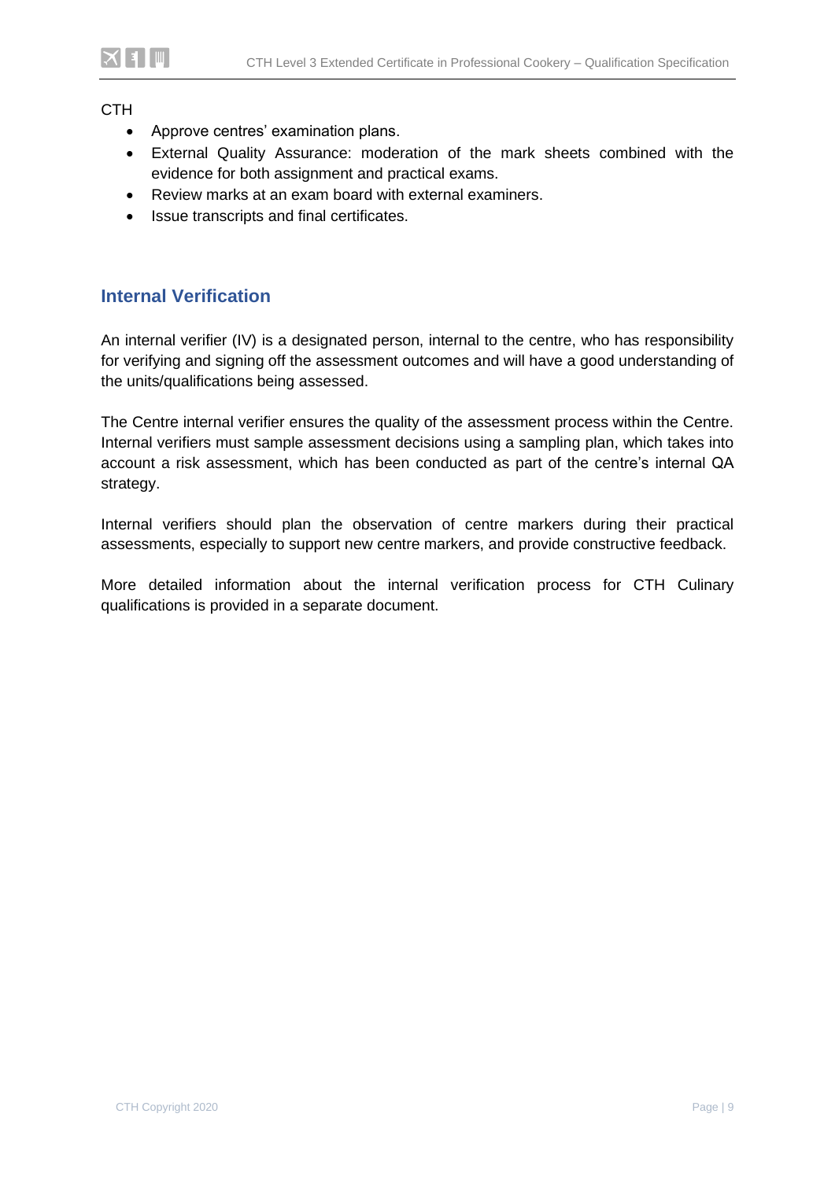CTH

- Approve centres' examination plans.
- External Quality Assurance: moderation of the mark sheets combined with the evidence for both assignment and practical exams.
- Review marks at an exam board with external examiners.
- Issue transcripts and final certificates.

## Internal Verification

An internal verifier (IV) is a designated person, internal to the centre, who has responsibility for verifying and signing off the assessment outcomes and will have a good understanding of the units/qualifications being assessed.

The Centre internal verifier ensures the quality of the assessment process within the Centre. Internal verifiers must sample assessment decisions using a sampling plan, which takes into account a risk assessment, which has been conducted as part of the centre's internal QA strategy.

Internal verifiers should plan the observation of centre markers during their practical assessments, especially to support new centre markers, and provide constructive feedback.

More detailed information about the internal verification process for CTH Culinary qualifications is provided in a separate document.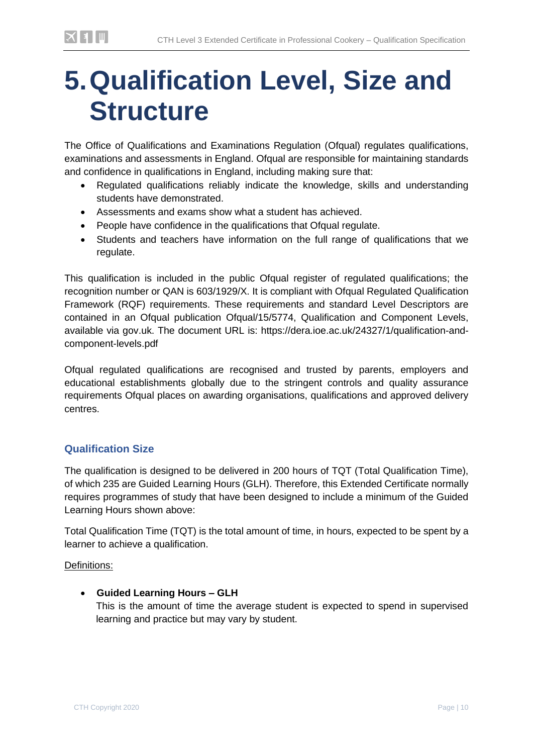# 5. Qualification Level, Size and Structure

The Office of Qualifications and Examinations Regulation (Ofqual) regulates qualifications, examinations and assessments in England. Ofqual are responsible for maintaining standards and confidence in qualifications in England, including making sure that:

- Regulated qualifications reliably indicate the knowledge, skills and understanding students have demonstrated.
- Assessments and exams show what a student has achieved.
- People have confidence in the qualifications that Ofqual regulate.
- Students and teachers have information on the full range of qualifications that we regulate.

This qualification is included in the public Ofqual register of regulated qualifications; the recognition number or QAN is 603/1929/X. It is compliant with Ofqual Regulated Qualification Framework (RQF) requirements. These requirements and standard Level Descriptors are contained in an Ofqual publication Ofqual/15/5774, Qualification and Component Levels, available via gov.uk. The document URL is: https://dera.ioe.ac.uk/24327/1/qualification-and-component-levels.pdf

Ofqual regulated qualifications are recognised and trusted by parents, employers and educational establishments globally due to the stringent controls and quality assurance requirements Ofqual places on awarding organisations, qualifications and approved delivery centres.

### Qualification Size

The qualification is designed to be delivered in 200 hours of TQT (Total Qualification Time), of which 235 are Guided Learning Hours (GLH). Therefore, this Extended Certificate normally requires programmes of study that have been designed to include a minimum of the Guided Learning Hours shown above:

Total Qualification Time (TQT) is the total amount of time, in hours, expected to be spent by a learner to achieve a qualification.

<u>Definitions:</u>

- **Guided Learning Hours – GLH**
  This is the amount of time the average student is expected to spend in supervised learning and practice but may vary by student.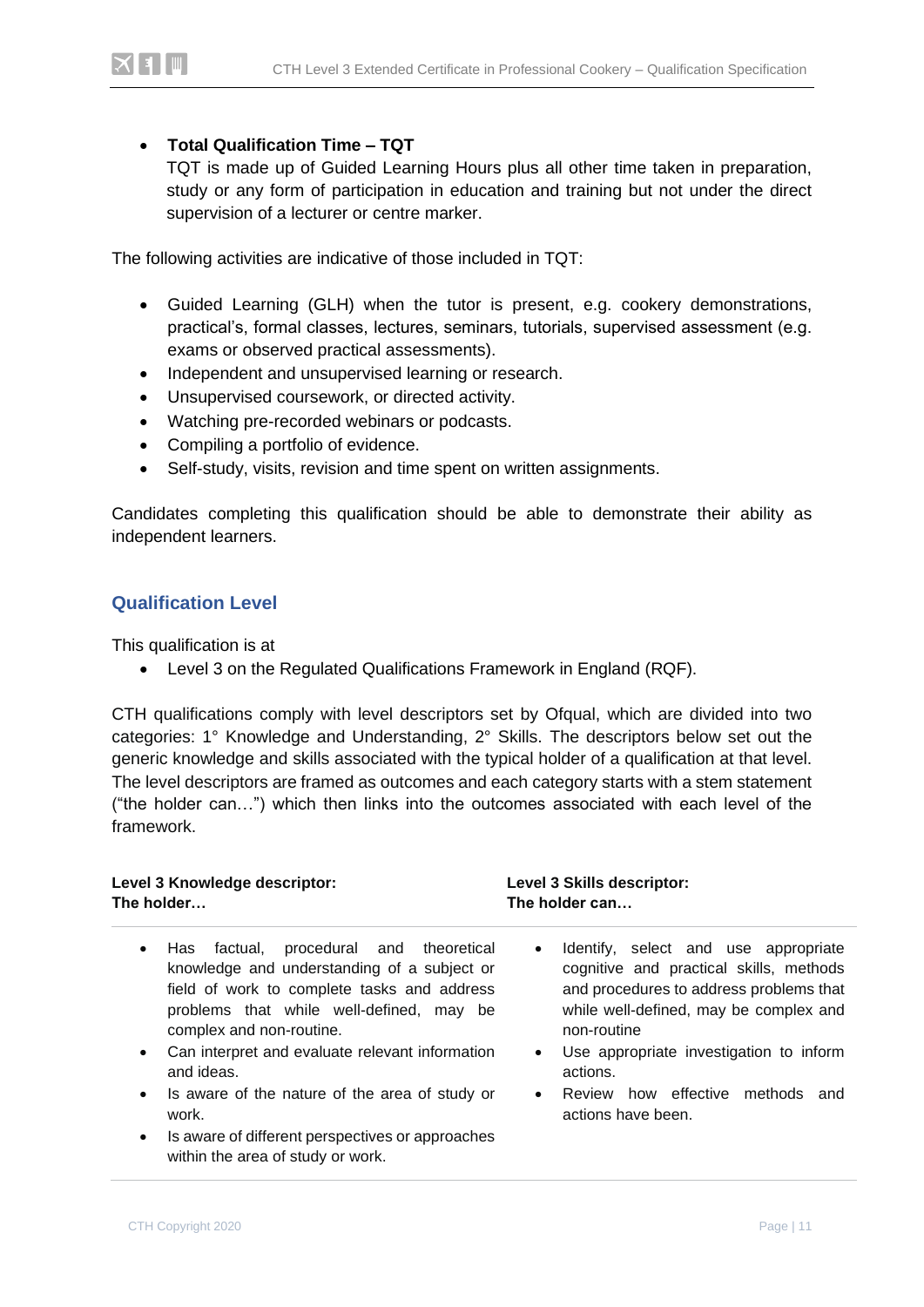- **Total Qualification Time – TQT**
  TQT is made up of Guided Learning Hours plus all other time taken in preparation, study or any form of participation in education and training but not under the direct supervision of a lecturer or centre marker.

The following activities are indicative of those included in TQT:

- Guided Learning (GLH) when the tutor is present, e.g. cookery demonstrations, practical's, formal classes, lectures, seminars, tutorials, supervised assessment (e.g. exams or observed practical assessments).
- Independent and unsupervised learning or research.
- Unsupervised coursework, or directed activity.
- Watching pre-recorded webinars or podcasts.
- Compiling a portfolio of evidence.
- Self-study, visits, revision and time spent on written assignments.

Candidates completing this qualification should be able to demonstrate their ability as independent learners.

## Qualification Level

This qualification is at

- Level 3 on the Regulated Qualifications Framework in England (RQF).

CTH qualifications comply with level descriptors set by Ofqual, which are divided into two categories: 1° Knowledge and Understanding, 2° Skills. The descriptors below set out the generic knowledge and skills associated with the typical holder of a qualification at that level. The level descriptors are framed as outcomes and each category starts with a stem statement ("the holder can…") which then links into the outcomes associated with each level of the framework.

| **Level 3 Knowledge descriptor:**<br>**The holder…** | **Level 3 Skills descriptor:**<br>**The holder can…** |
|---|---|
| • Has factual, procedural and theoretical knowledge and understanding of a subject or field of work to complete tasks and address problems that while well-defined, may be complex and non-routine.<br>• Can interpret and evaluate relevant information and ideas.<br>• Is aware of the nature of the area of study or work.<br>• Is aware of different perspectives or approaches within the area of study or work. | • Identify, select and use appropriate cognitive and practical skills, methods and procedures to address problems that while well-defined, may be complex and non-routine<br>• Use appropriate investigation to inform actions.<br>• Review how effective methods and actions have been. |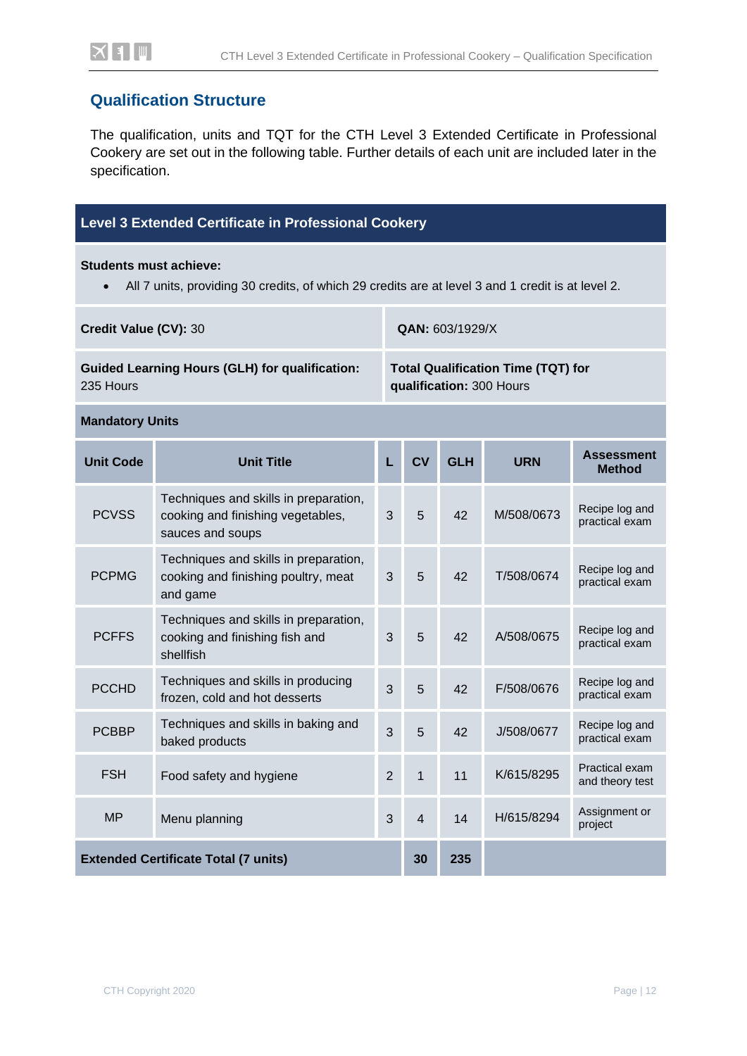## Qualification Structure

The qualification, units and TQT for the CTH Level 3 Extended Certificate in Professional Cookery are set out in the following table. Further details of each unit are included later in the specification.

| **Level 3 Extended Certificate in Professional Cookery** | | | | | | |
|---|---|---|---|---|---|---|
| **Students must achieve:** • All 7 units, providing 30 credits, of which 29 credits are at level 3 and 1 credit is at level 2. | | | | | | |
| **Credit Value (CV):** 30 | | | **QAN:** 603/1929/X | | | |
| **Guided Learning Hours (GLH) for qualification:** 235 Hours | | | **Total Qualification Time (TQT) for qualification:** 300 Hours | | | |
| **Mandatory Units** | | | | | | |
| **Unit Code** | **Unit Title** | **L** | **CV** | **GLH** | **URN** | **Assessment Method** |
| PCVSS | Techniques and skills in preparation, cooking and finishing vegetables, sauces and soups | 3 | 5 | 42 | M/508/0673 | Recipe log and practical exam |
| PCPMG | Techniques and skills in preparation, cooking and finishing poultry, meat and game | 3 | 5 | 42 | T/508/0674 | Recipe log and practical exam |
| PCFFS | Techniques and skills in preparation, cooking and finishing fish and shellfish | 3 | 5 | 42 | A/508/0675 | Recipe log and practical exam |
| PCCHD | Techniques and skills in producing frozen, cold and hot desserts | 3 | 5 | 42 | F/508/0676 | Recipe log and practical exam |
| PCBBP | Techniques and skills in baking and baked products | 3 | 5 | 42 | J/508/0677 | Recipe log and practical exam |
| FSH | Food safety and hygiene | 2 | 1 | 11 | K/615/8295 | Practical exam and theory test |
| MP | Menu planning | 3 | 4 | 14 | H/615/8294 | Assignment or project |
| **Extended Certificate Total (7 units)** | | | **30** | **235** | | |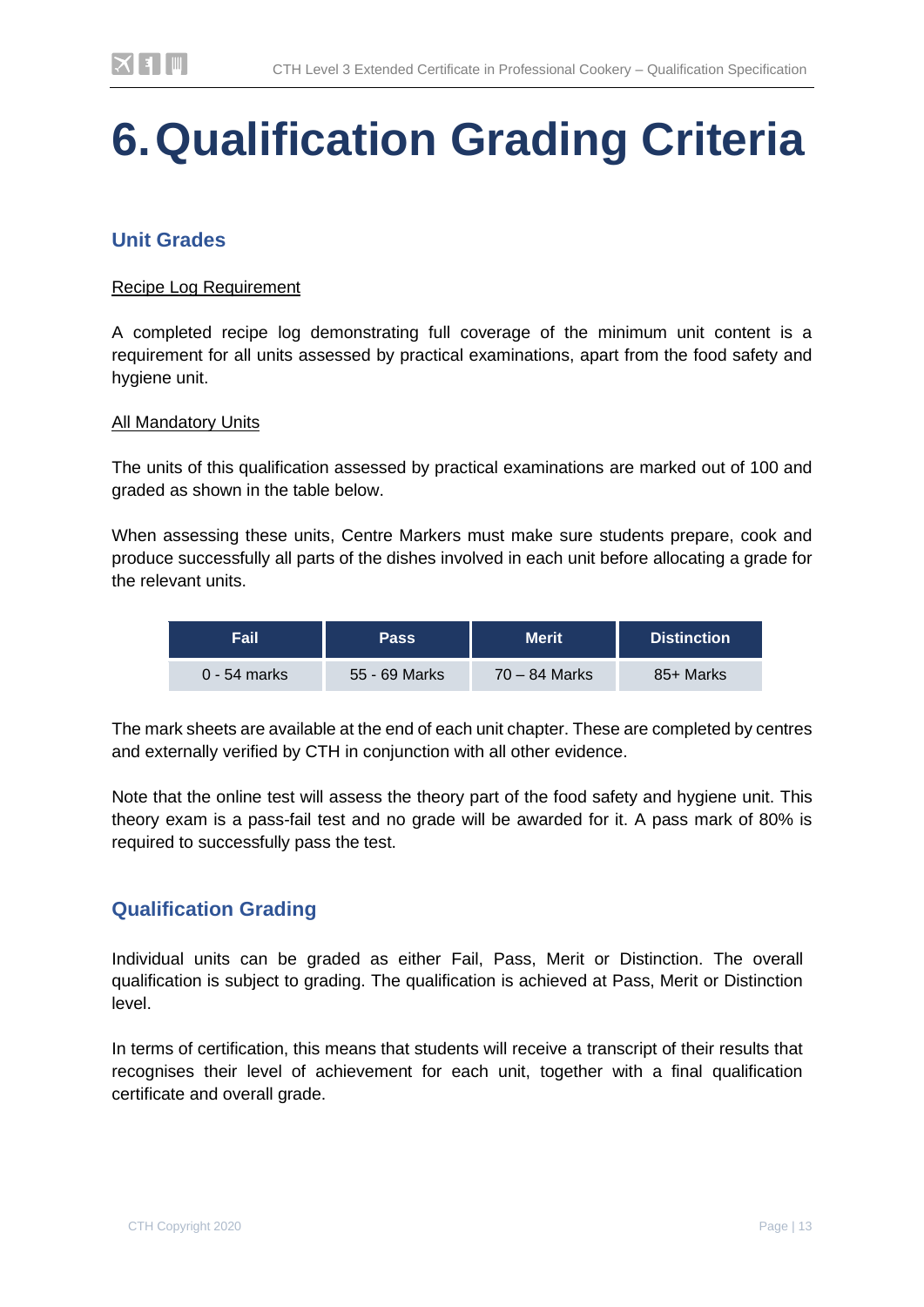# 6. Qualification Grading Criteria

## Unit Grades

Recipe Log Requirement

A completed recipe log demonstrating full coverage of the minimum unit content is a requirement for all units assessed by practical examinations, apart from the food safety and hygiene unit.

All Mandatory Units

The units of this qualification assessed by practical examinations are marked out of 100 and graded as shown in the table below.

When assessing these units, Centre Markers must make sure students prepare, cook and produce successfully all parts of the dishes involved in each unit before allocating a grade for the relevant units.

| Fail | Pass | Merit | Distinction |
|---|---|---|---|
| 0 - 54 marks | 55 - 69 Marks | 70 – 84 Marks | 85+ Marks |

The mark sheets are available at the end of each unit chapter. These are completed by centres and externally verified by CTH in conjunction with all other evidence.

Note that the online test will assess the theory part of the food safety and hygiene unit. This theory exam is a pass-fail test and no grade will be awarded for it. A pass mark of 80% is required to successfully pass the test.

## Qualification Grading

Individual units can be graded as either Fail, Pass, Merit or Distinction. The overall qualification is subject to grading. The qualification is achieved at Pass, Merit or Distinction level.

In terms of certification, this means that students will receive a transcript of their results that recognises their level of achievement for each unit, together with a final qualification certificate and overall grade.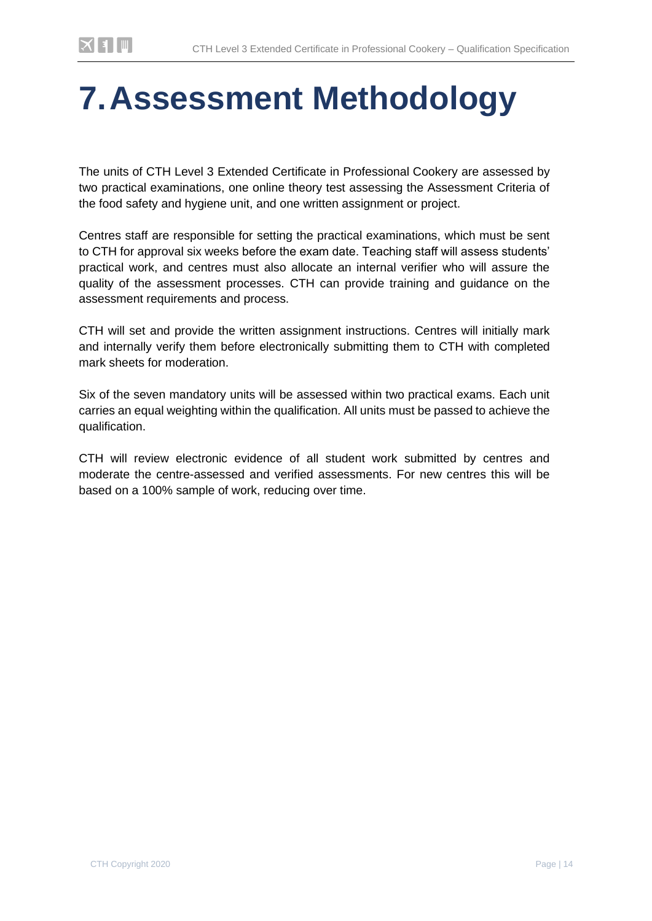# 7. Assessment Methodology

The units of CTH Level 3 Extended Certificate in Professional Cookery are assessed by two practical examinations, one online theory test assessing the Assessment Criteria of the food safety and hygiene unit, and one written assignment or project.

Centres staff are responsible for setting the practical examinations, which must be sent to CTH for approval six weeks before the exam date. Teaching staff will assess students' practical work, and centres must also allocate an internal verifier who will assure the quality of the assessment processes. CTH can provide training and guidance on the assessment requirements and process.

CTH will set and provide the written assignment instructions. Centres will initially mark and internally verify them before electronically submitting them to CTH with completed mark sheets for moderation.

Six of the seven mandatory units will be assessed within two practical exams. Each unit carries an equal weighting within the qualification. All units must be passed to achieve the qualification.

CTH will review electronic evidence of all student work submitted by centres and moderate the centre-assessed and verified assessments. For new centres this will be based on a 100% sample of work, reducing over time.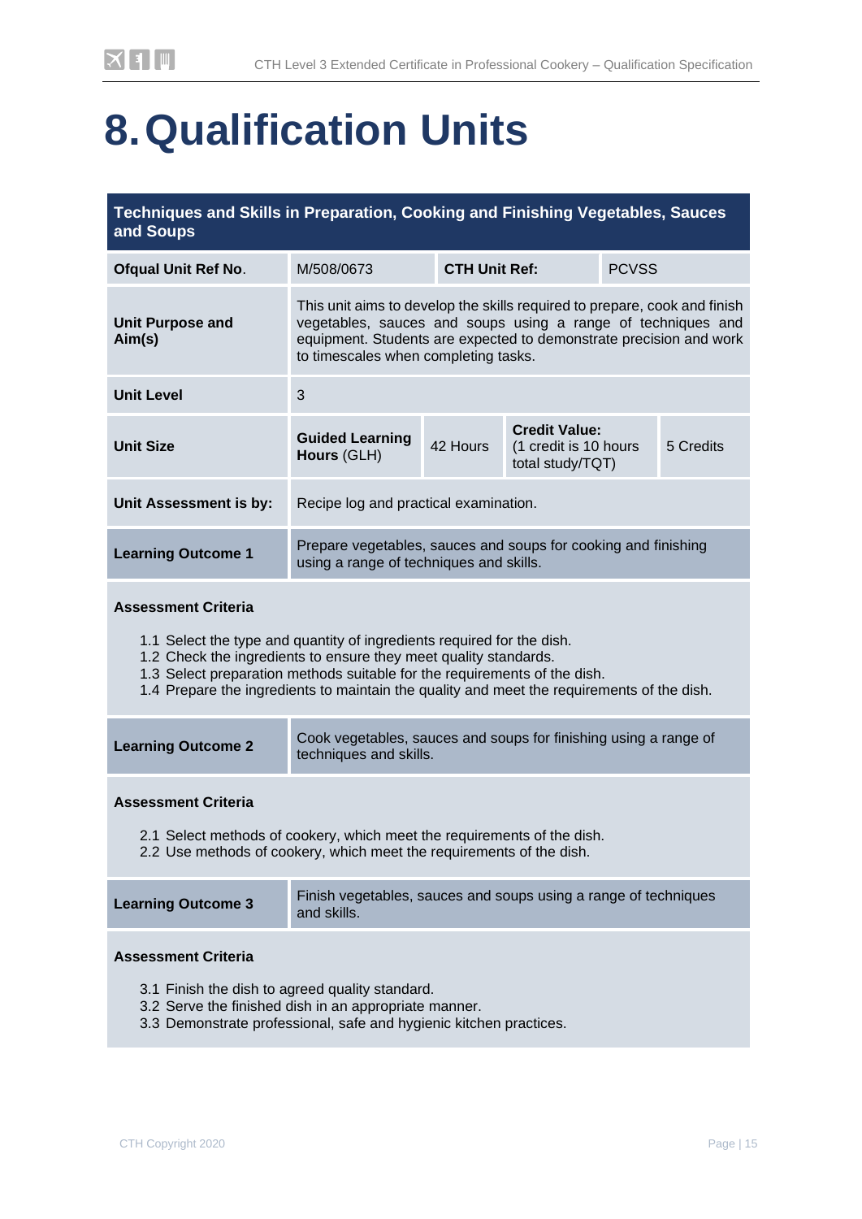# 8. Qualification Units

| Techniques and Skills in Preparation, Cooking and Finishing Vegetables, Sauces and Soups | | | | |
|---|---|---|---|---|
| **Ofqual Unit Ref No.** | M/508/0673 | **CTH Unit Ref:** | PCVSS | |
| **Unit Purpose and Aim(s)** | This unit aims to develop the skills required to prepare, cook and finish vegetables, sauces and soups using a range of techniques and equipment. Students are expected to demonstrate precision and work to timescales when completing tasks. | | | |
| **Unit Level** | 3 | | | |
| **Unit Size** | **Guided Learning Hours** (GLH) | 42 Hours | **Credit Value:** (1 credit is 10 hours total study/TQT) | 5 Credits |
| **Unit Assessment is by:** | Recipe log and practical examination. | | | |
| **Learning Outcome 1** | Prepare vegetables, sauces and soups for cooking and finishing using a range of techniques and skills. | | | |

**Assessment Criteria**

1.1 Select the type and quantity of ingredients required for the dish.
1.2 Check the ingredients to ensure they meet quality standards.
1.3 Select preparation methods suitable for the requirements of the dish.
1.4 Prepare the ingredients to maintain the quality and meet the requirements of the dish.

| **Learning Outcome 2** | Cook vegetables, sauces and soups for finishing using a range of techniques and skills. |
|---|---|

**Assessment Criteria**

2.1 Select methods of cookery, which meet the requirements of the dish.
2.2 Use methods of cookery, which meet the requirements of the dish.

| **Learning Outcome 3** | Finish vegetables, sauces and soups using a range of techniques and skills. |
|---|---|

**Assessment Criteria**

3.1 Finish the dish to agreed quality standard.
3.2 Serve the finished dish in an appropriate manner.
3.3 Demonstrate professional, safe and hygienic kitchen practices.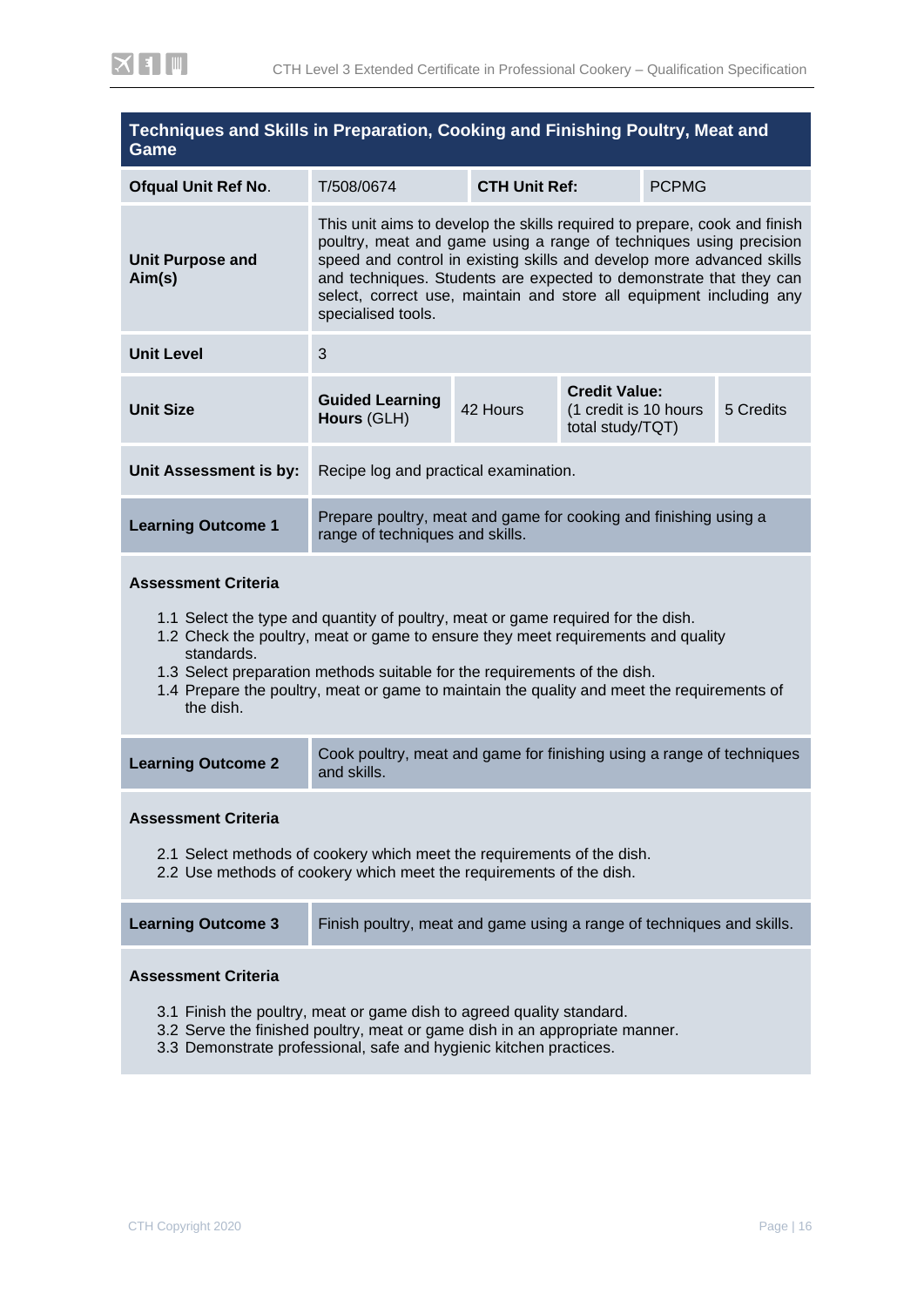## Techniques and Skills in Preparation, Cooking and Finishing Poultry, Meat and Game

| **Ofqual Unit Ref No.** | T/508/0674 | **CTH Unit Ref:** | PCPMG |
|---|---|---|---|
| **Unit Purpose and Aim(s)** | This unit aims to develop the skills required to prepare, cook and finish poultry, meat and game using a range of techniques using precision speed and control in existing skills and develop more advanced skills and techniques. Students are expected to demonstrate that they can select, correct use, maintain and store all equipment including any specialised tools. | | |
| **Unit Level** | 3 | | |
| **Unit Size** | **Guided Learning Hours** (GLH) 42 Hours | **Credit Value:** (1 credit is 10 hours total study/TQT) | 5 Credits |
| **Unit Assessment is by:** | Recipe log and practical examination. | | |

| **Learning Outcome 1** | Prepare poultry, meat and game for cooking and finishing using a range of techniques and skills. |
|---|---|

**Assessment Criteria**

1.1 Select the type and quantity of poultry, meat or game required for the dish.
1.2 Check the poultry, meat or game to ensure they meet requirements and quality standards.
1.3 Select preparation methods suitable for the requirements of the dish.
1.4 Prepare the poultry, meat or game to maintain the quality and meet the requirements of the dish.

| **Learning Outcome 2** | Cook poultry, meat and game for finishing using a range of techniques and skills. |
|---|---|

**Assessment Criteria**

2.1 Select methods of cookery which meet the requirements of the dish.
2.2 Use methods of cookery which meet the requirements of the dish.

| **Learning Outcome 3** | Finish poultry, meat and game using a range of techniques and skills. |
|---|---|

**Assessment Criteria**

3.1 Finish the poultry, meat or game dish to agreed quality standard.
3.2 Serve the finished poultry, meat or game dish in an appropriate manner.
3.3 Demonstrate professional, safe and hygienic kitchen practices.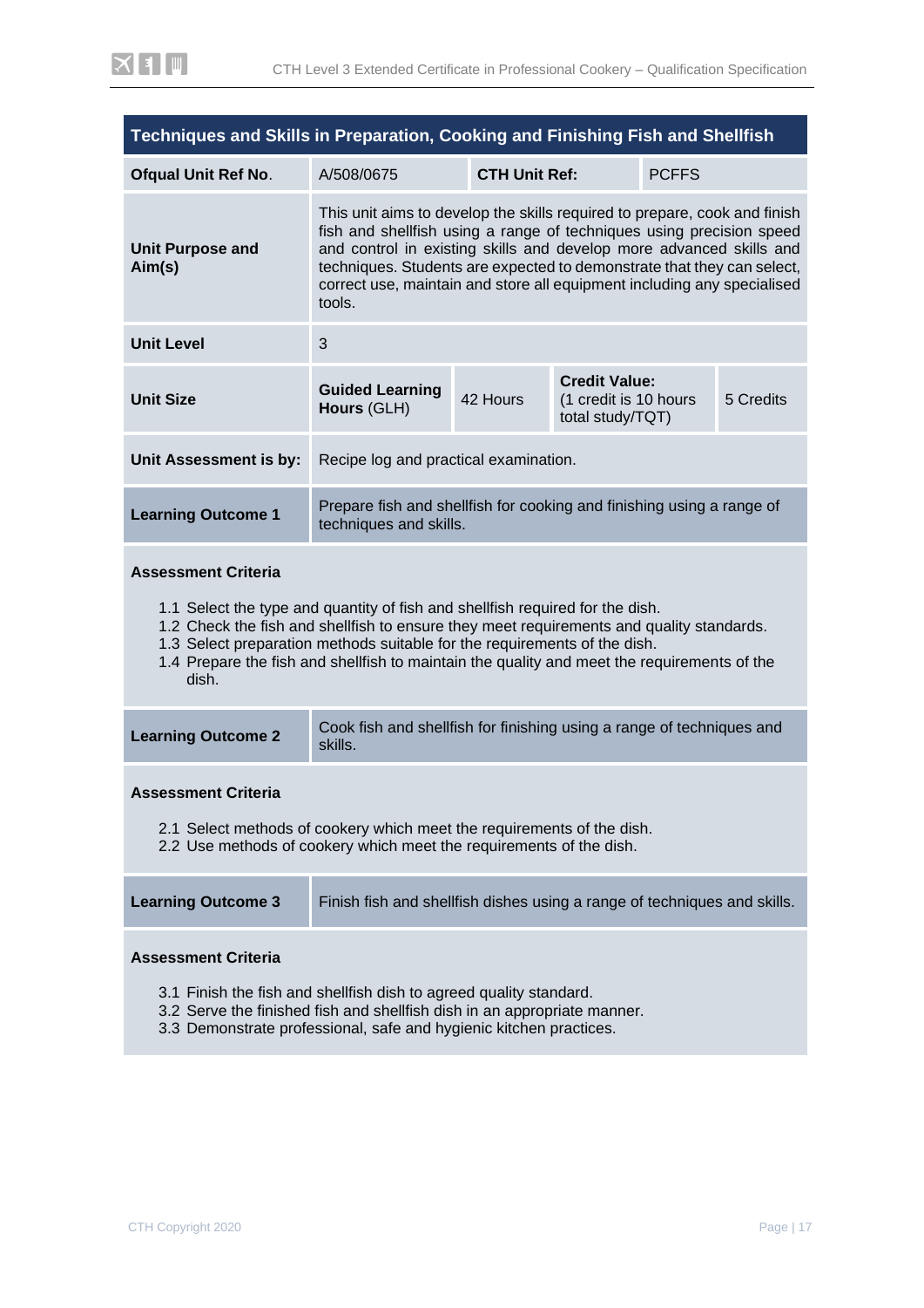## Techniques and Skills in Preparation, Cooking and Finishing Fish and Shellfish

| | | | | |
|---|---|---|---|---|
| **Ofqual Unit Ref No.** | A/508/0675 | **CTH Unit Ref:** | PCFFS | |
| **Unit Purpose and Aim(s)** | This unit aims to develop the skills required to prepare, cook and finish fish and shellfish using a range of techniques using precision speed and control in existing skills and develop more advanced skills and techniques. Students are expected to demonstrate that they can select, correct use, maintain and store all equipment including any specialised tools. | | | |
| **Unit Level** | 3 | | | |
| **Unit Size** | **Guided Learning Hours** (GLH) | 42 Hours | **Credit Value:** (1 credit is 10 hours total study/TQT) | 5 Credits |
| **Unit Assessment is by:** | Recipe log and practical examination. | | | |

| | |
|---|---|
| **Learning Outcome 1** | Prepare fish and shellfish for cooking and finishing using a range of techniques and skills. |

**Assessment Criteria**

1.1 Select the type and quantity of fish and shellfish required for the dish.
1.2 Check the fish and shellfish to ensure they meet requirements and quality standards.
1.3 Select preparation methods suitable for the requirements of the dish.
1.4 Prepare the fish and shellfish to maintain the quality and meet the requirements of the dish.

| | |
|---|---|
| **Learning Outcome 2** | Cook fish and shellfish for finishing using a range of techniques and skills. |

**Assessment Criteria**

2.1 Select methods of cookery which meet the requirements of the dish.
2.2 Use methods of cookery which meet the requirements of the dish.

| | |
|---|---|
| **Learning Outcome 3** | Finish fish and shellfish dishes using a range of techniques and skills. |

**Assessment Criteria**

3.1 Finish the fish and shellfish dish to agreed quality standard.
3.2 Serve the finished fish and shellfish dish in an appropriate manner.
3.3 Demonstrate professional, safe and hygienic kitchen practices.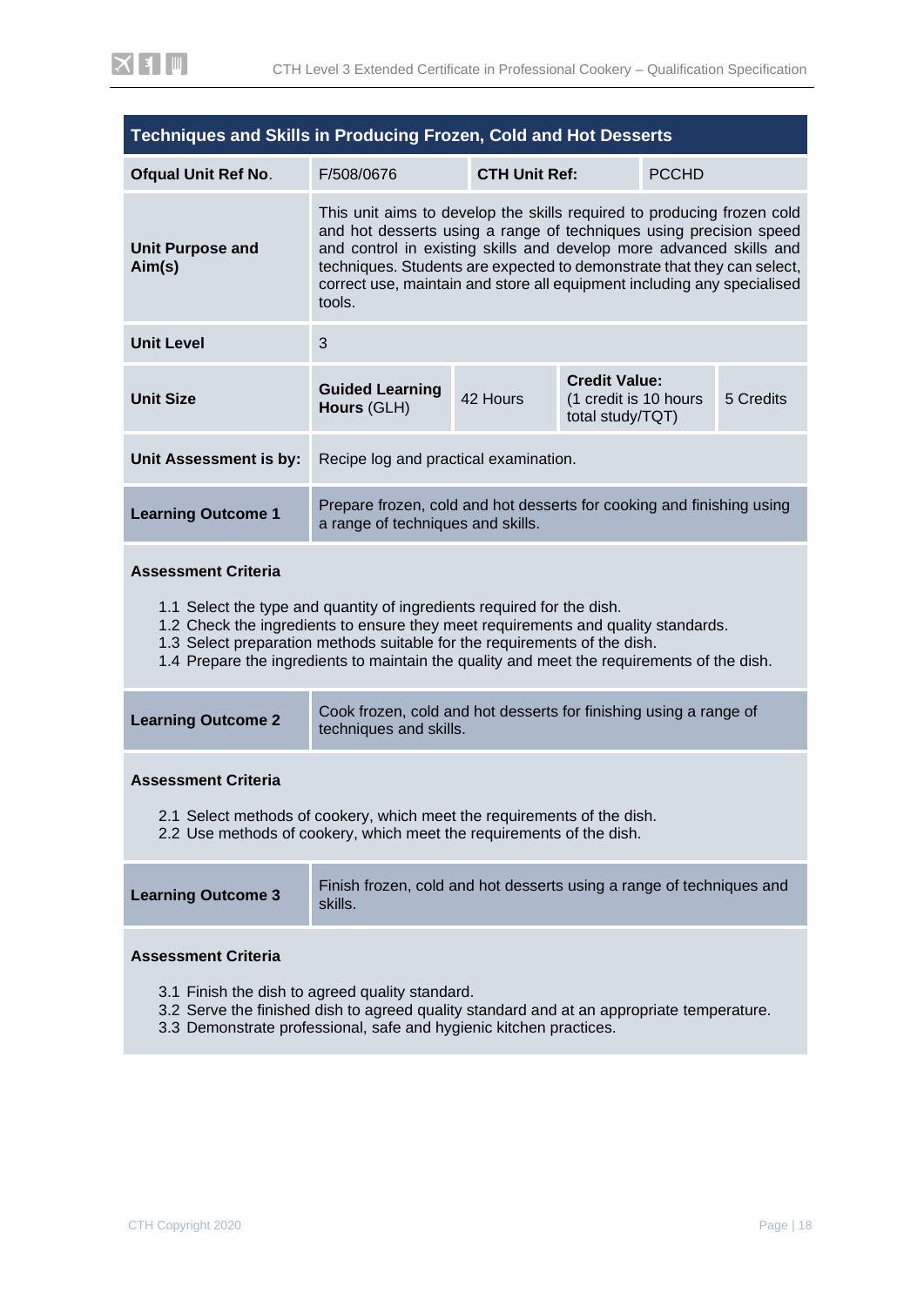## Techniques and Skills in Producing Frozen, Cold and Hot Desserts

| **Ofqual Unit Ref No.** | F/508/0676 | **CTH Unit Ref:** | PCCHD |
|---|---|---|---|
| **Unit Purpose and Aim(s)** | This unit aims to develop the skills required to producing frozen cold and hot desserts using a range of techniques using precision speed and control in existing skills and develop more advanced skills and techniques. Students are expected to demonstrate that they can select, correct use, maintain and store all equipment including any specialised tools. | | |
| **Unit Level** | 3 | | |
| **Unit Size** | **Guided Learning Hours** (GLH) 42 Hours | **Credit Value:** (1 credit is 10 hours total study/TQT) | 5 Credits |
| **Unit Assessment is by:** | Recipe log and practical examination. | | |

| **Learning Outcome 1** | Prepare frozen, cold and hot desserts for cooking and finishing using a range of techniques and skills. |
|---|---|

**Assessment Criteria**

1.1 Select the type and quantity of ingredients required for the dish.
1.2 Check the ingredients to ensure they meet requirements and quality standards.
1.3 Select preparation methods suitable for the requirements of the dish.
1.4 Prepare the ingredients to maintain the quality and meet the requirements of the dish.

| **Learning Outcome 2** | Cook frozen, cold and hot desserts for finishing using a range of techniques and skills. |
|---|---|

**Assessment Criteria**

2.1 Select methods of cookery, which meet the requirements of the dish.
2.2 Use methods of cookery, which meet the requirements of the dish.

| **Learning Outcome 3** | Finish frozen, cold and hot desserts using a range of techniques and skills. |
|---|---|

**Assessment Criteria**

3.1 Finish the dish to agreed quality standard.
3.2 Serve the finished dish to agreed quality standard and at an appropriate temperature.
3.3 Demonstrate professional, safe and hygienic kitchen practices.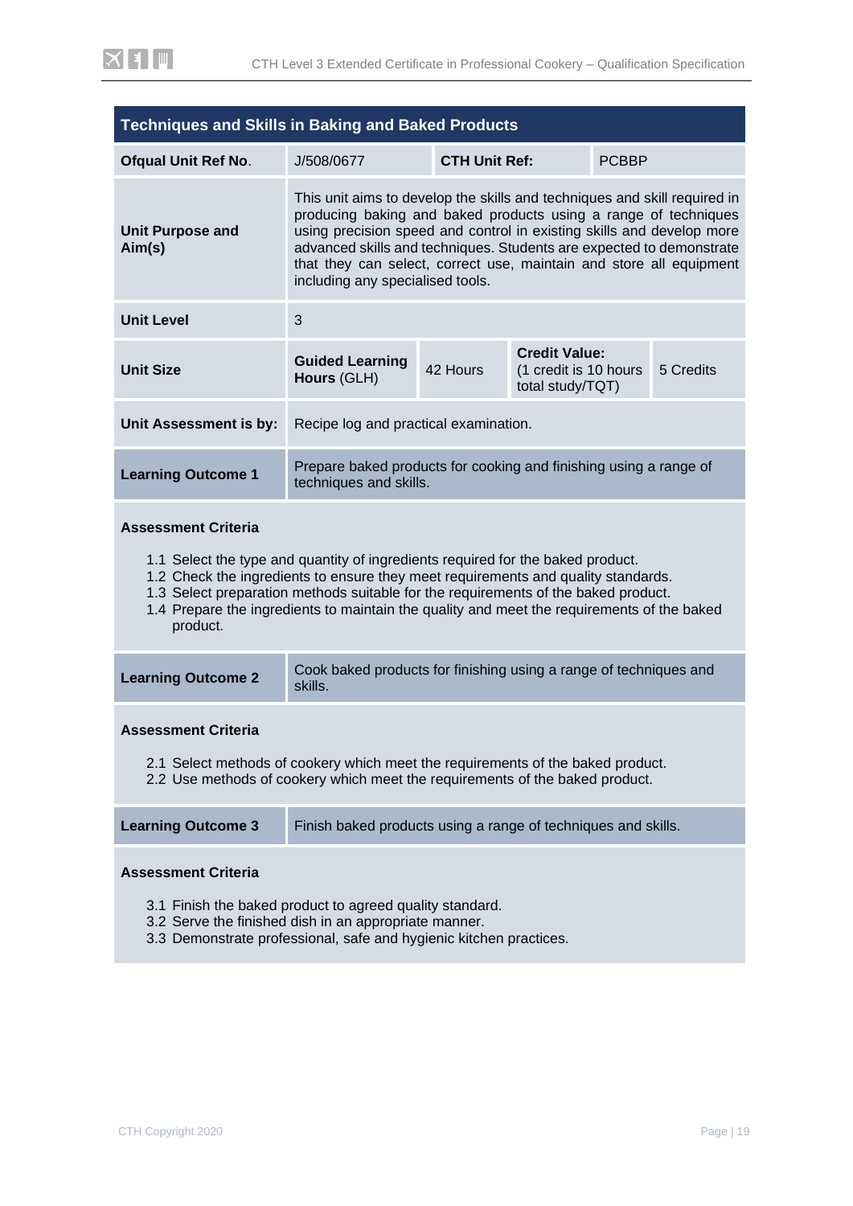## Techniques and Skills in Baking and Baked Products

| Ofqual Unit Ref No. | J/508/0677 | CTH Unit Ref: | PCBBP |
|---|---|---|---|
| **Unit Purpose and Aim(s)** | This unit aims to develop the skills and techniques and skill required in producing baking and baked products using a range of techniques using precision speed and control in existing skills and develop more advanced skills and techniques. Students are expected to demonstrate that they can select, correct use, maintain and store all equipment including any specialised tools. | | |
| **Unit Level** | 3 | | |
| **Unit Size** | **Guided Learning Hours** (GLH) 42 Hours | **Credit Value:** (1 credit is 10 hours total study/TQT) | 5 Credits |
| **Unit Assessment is by:** | Recipe log and practical examination. | | |

| **Learning Outcome 1** | Prepare baked products for cooking and finishing using a range of techniques and skills. |
|---|---|

**Assessment Criteria**

1.1 Select the type and quantity of ingredients required for the baked product.
1.2 Check the ingredients to ensure they meet requirements and quality standards.
1.3 Select preparation methods suitable for the requirements of the baked product.
1.4 Prepare the ingredients to maintain the quality and meet the requirements of the baked product.

| **Learning Outcome 2** | Cook baked products for finishing using a range of techniques and skills. |
|---|---|

**Assessment Criteria**

2.1 Select methods of cookery which meet the requirements of the baked product.
2.2 Use methods of cookery which meet the requirements of the baked product.

| **Learning Outcome 3** | Finish baked products using a range of techniques and skills. |
|---|---|

**Assessment Criteria**

3.1 Finish the baked product to agreed quality standard.
3.2 Serve the finished dish in an appropriate manner.
3.3 Demonstrate professional, safe and hygienic kitchen practices.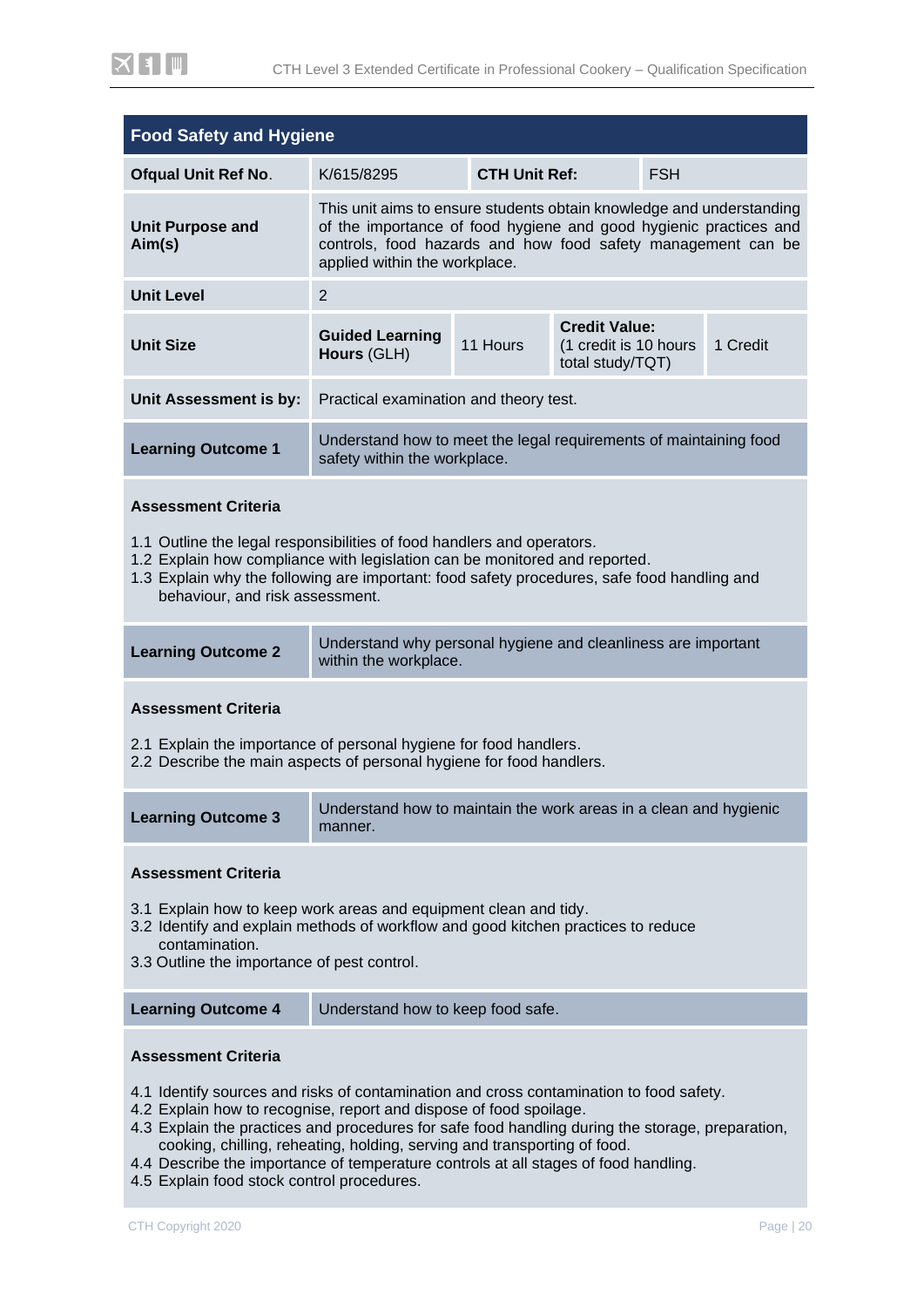## Food Safety and Hygiene

| **Ofqual Unit Ref No.** | K/615/8295 | **CTH Unit Ref:** | FSH |
|---|---|---|---|
| **Unit Purpose and Aim(s)** | This unit aims to ensure students obtain knowledge and understanding of the importance of food hygiene and good hygienic practices and controls, food hazards and how food safety management can be applied within the workplace. | | |
| **Unit Level** | 2 | | |
| **Unit Size** | **Guided Learning Hours** (GLH) — 11 Hours | **Credit Value:** (1 credit is 10 hours total study/TQT) | 1 Credit |
| **Unit Assessment is by:** | Practical examination and theory test. | | |

| **Learning Outcome 1** | Understand how to meet the legal requirements of maintaining food safety within the workplace. |
|---|---|

**Assessment Criteria**

1.1 Outline the legal responsibilities of food handlers and operators.
1.2 Explain how compliance with legislation can be monitored and reported.
1.3 Explain why the following are important: food safety procedures, safe food handling and behaviour, and risk assessment.

| **Learning Outcome 2** | Understand why personal hygiene and cleanliness are important within the workplace. |
|---|---|

**Assessment Criteria**

2.1 Explain the importance of personal hygiene for food handlers.
2.2 Describe the main aspects of personal hygiene for food handlers.

| **Learning Outcome 3** | Understand how to maintain the work areas in a clean and hygienic manner. |
|---|---|

**Assessment Criteria**

3.1 Explain how to keep work areas and equipment clean and tidy.
3.2 Identify and explain methods of workflow and good kitchen practices to reduce contamination.
3.3 Outline the importance of pest control.

| **Learning Outcome 4** | Understand how to keep food safe. |
|---|---|

**Assessment Criteria**

4.1 Identify sources and risks of contamination and cross contamination to food safety.
4.2 Explain how to recognise, report and dispose of food spoilage.
4.3 Explain the practices and procedures for safe food handling during the storage, preparation, cooking, chilling, reheating, holding, serving and transporting of food.
4.4 Describe the importance of temperature controls at all stages of food handling.
4.5 Explain food stock control procedures.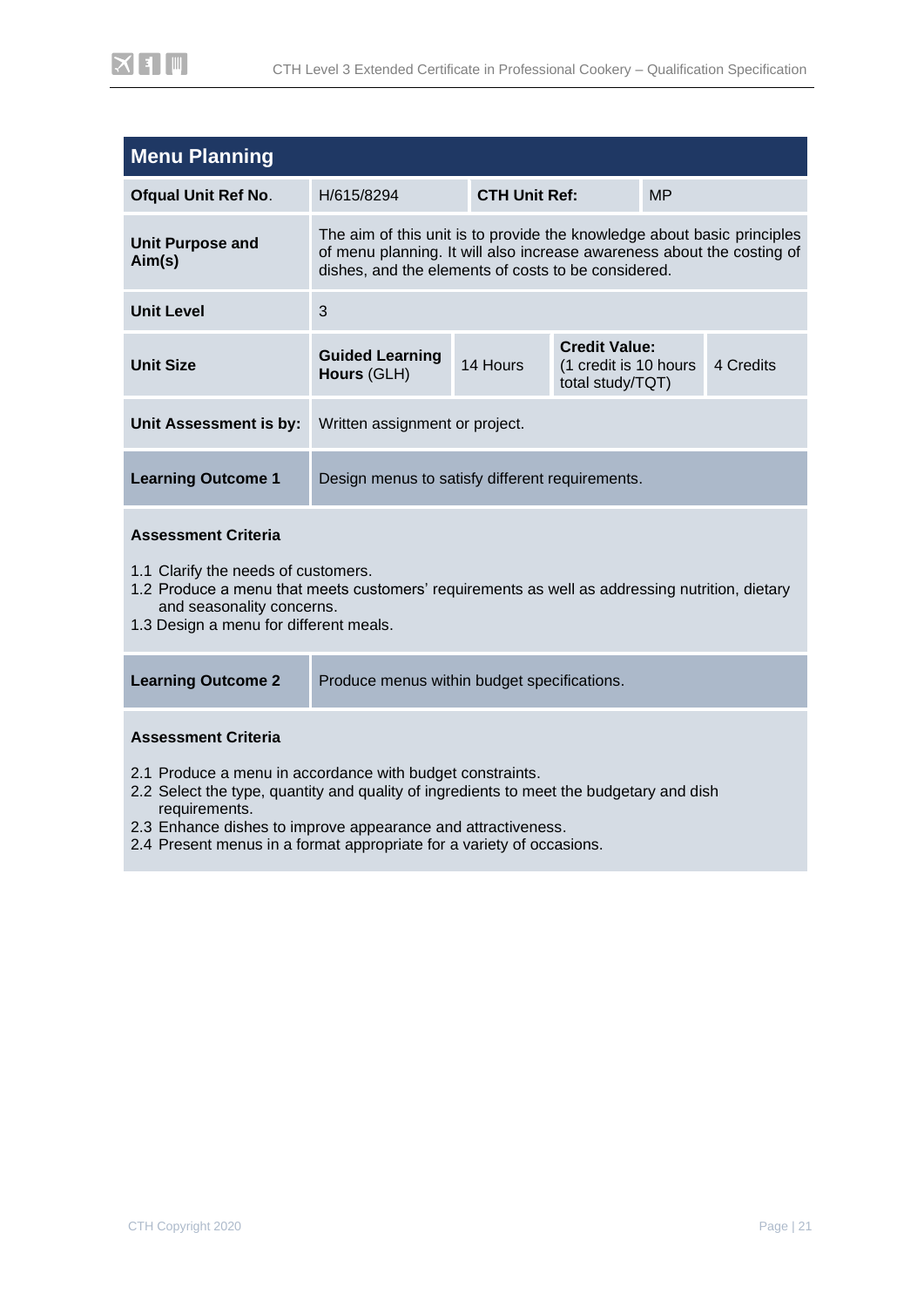| Menu Planning | | | |
|---|---|---|---|
| **Ofqual Unit Ref No.** | H/615/8294 | **CTH Unit Ref:** | MP |
| **Unit Purpose and Aim(s)** | The aim of this unit is to provide the knowledge about basic principles of menu planning. It will also increase awareness about the costing of dishes, and the elements of costs to be considered. | | |
| **Unit Level** | 3 | | |
| **Unit Size** | **Guided Learning Hours** (GLH) 14 Hours | **Credit Value:** (1 credit is 10 hours total study/TQT) | 4 Credits |
| **Unit Assessment is by:** | Written assignment or project. | | |

| **Learning Outcome 1** | Design menus to satisfy different requirements. |
|---|---|

**Assessment Criteria**

1.1 Clarify the needs of customers.
1.2 Produce a menu that meets customers' requirements as well as addressing nutrition, dietary and seasonality concerns.
1.3 Design a menu for different meals.

| **Learning Outcome 2** | Produce menus within budget specifications. |
|---|---|

**Assessment Criteria**

2.1 Produce a menu in accordance with budget constraints.
2.2 Select the type, quantity and quality of ingredients to meet the budgetary and dish requirements.
2.3 Enhance dishes to improve appearance and attractiveness.
2.4 Present menus in a format appropriate for a variety of occasions.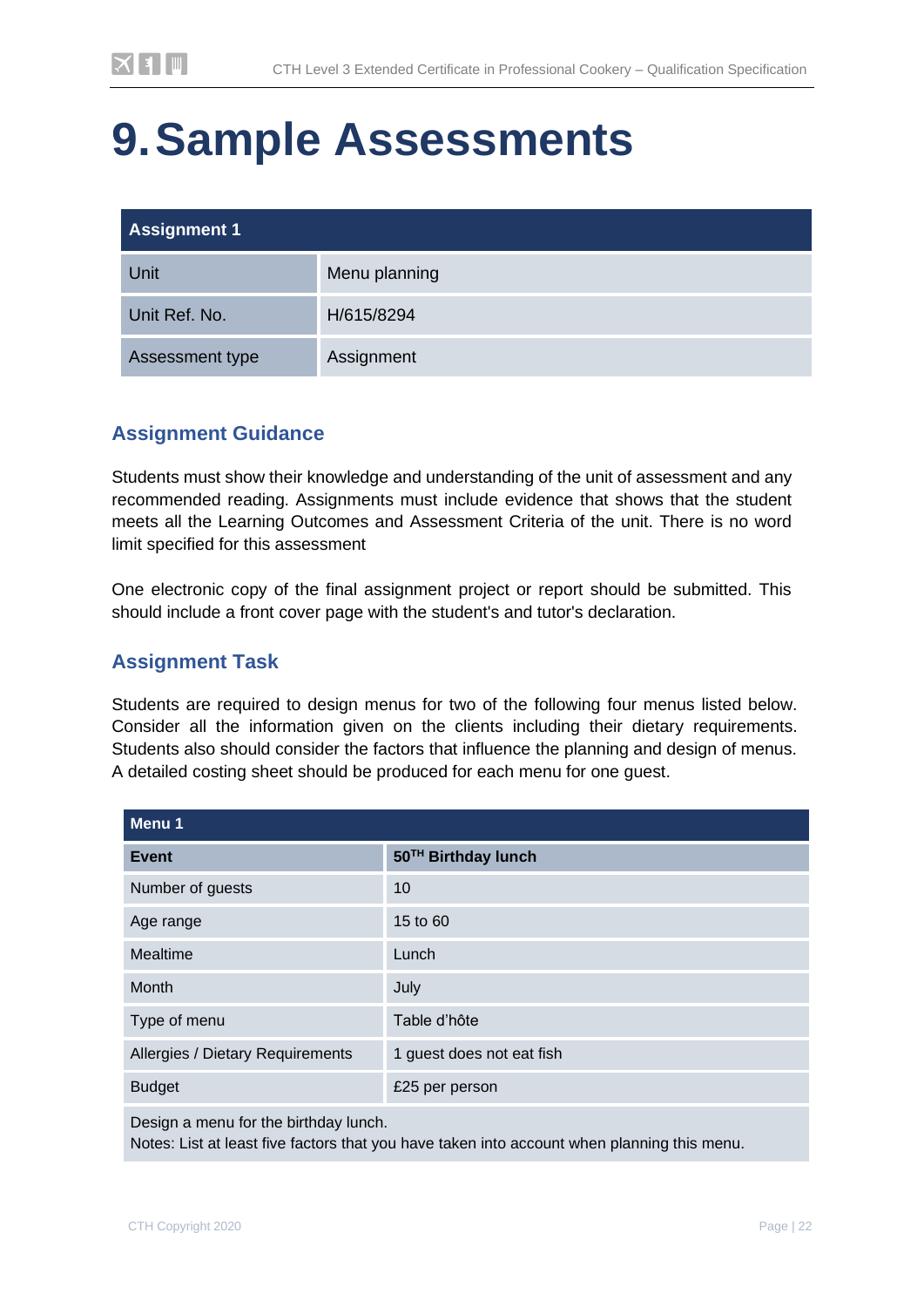# 9. Sample Assessments

| Assignment 1 | |
|---|---|
| Unit | Menu planning |
| Unit Ref. No. | H/615/8294 |
| Assessment type | Assignment |

## Assignment Guidance

Students must show their knowledge and understanding of the unit of assessment and any recommended reading. Assignments must include evidence that shows that the student meets all the Learning Outcomes and Assessment Criteria of the unit. There is no word limit specified for this assessment

One electronic copy of the final assignment project or report should be submitted. This should include a front cover page with the student's and tutor's declaration.

## Assignment Task

Students are required to design menus for two of the following four menus listed below. Consider all the information given on the clients including their dietary requirements. Students also should consider the factors that influence the planning and design of menus. A detailed costing sheet should be produced for each menu for one guest.

| Menu 1 | |
|---|---|
| **Event** | **50TH Birthday lunch** |
| Number of guests | 10 |
| Age range | 15 to 60 |
| Mealtime | Lunch |
| Month | July |
| Type of menu | Table d'hôte |
| Allergies / Dietary Requirements | 1 guest does not eat fish |
| Budget | £25 per person |
| Design a menu for the birthday lunch.<br>Notes: List at least five factors that you have taken into account when planning this menu. | |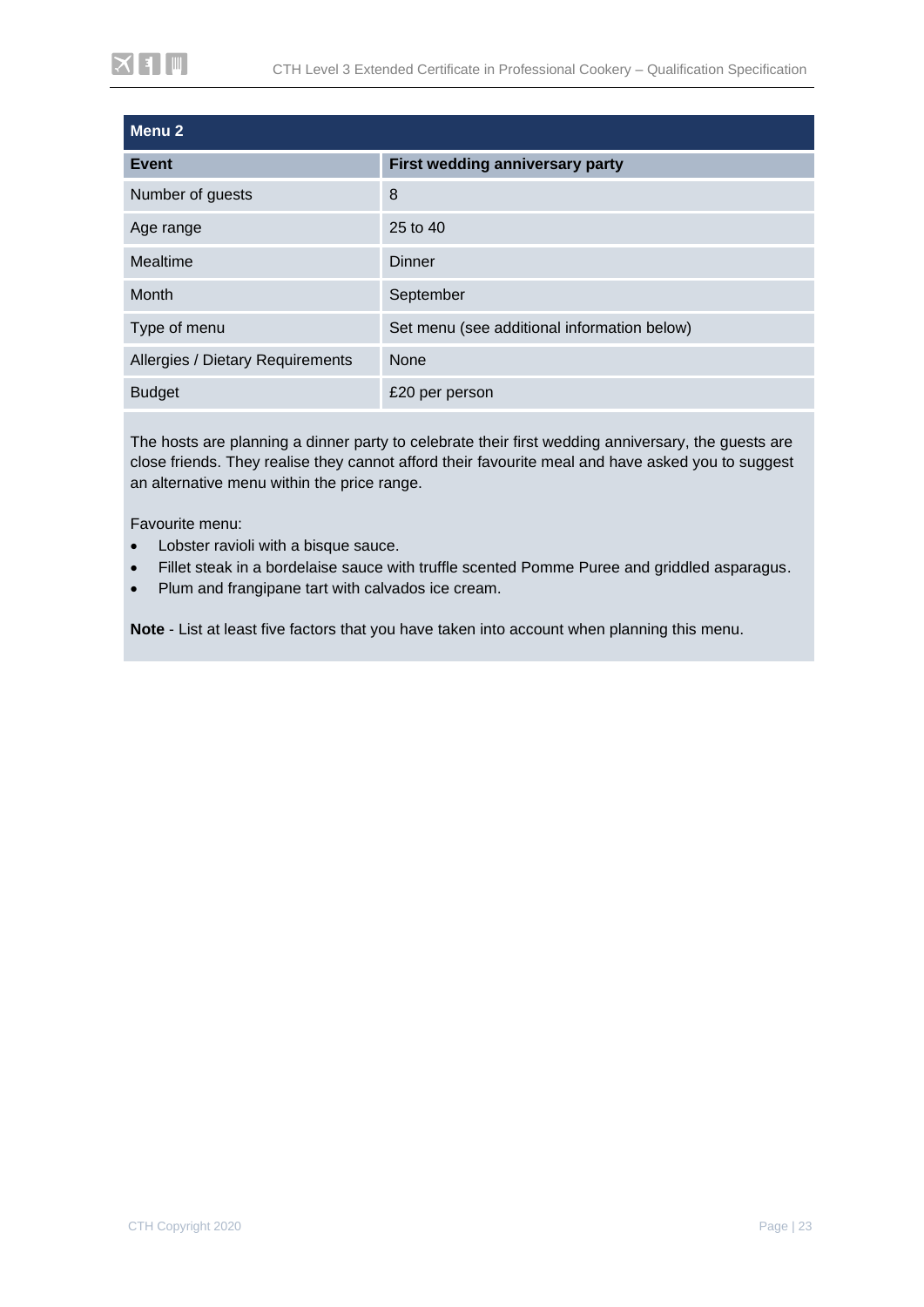| Menu 2 | |
|---|---|
| **Event** | **First wedding anniversary party** |
| Number of guests | 8 |
| Age range | 25 to 40 |
| Mealtime | Dinner |
| Month | September |
| Type of menu | Set menu (see additional information below) |
| Allergies / Dietary Requirements | None |
| Budget | £20 per person |

The hosts are planning a dinner party to celebrate their first wedding anniversary, the guests are close friends. They realise they cannot afford their favourite meal and have asked you to suggest an alternative menu within the price range.

Favourite menu:

- Lobster ravioli with a bisque sauce.
- Fillet steak in a bordelaise sauce with truffle scented Pomme Puree and griddled asparagus.
- Plum and frangipane tart with calvados ice cream.

**Note** - List at least five factors that you have taken into account when planning this menu.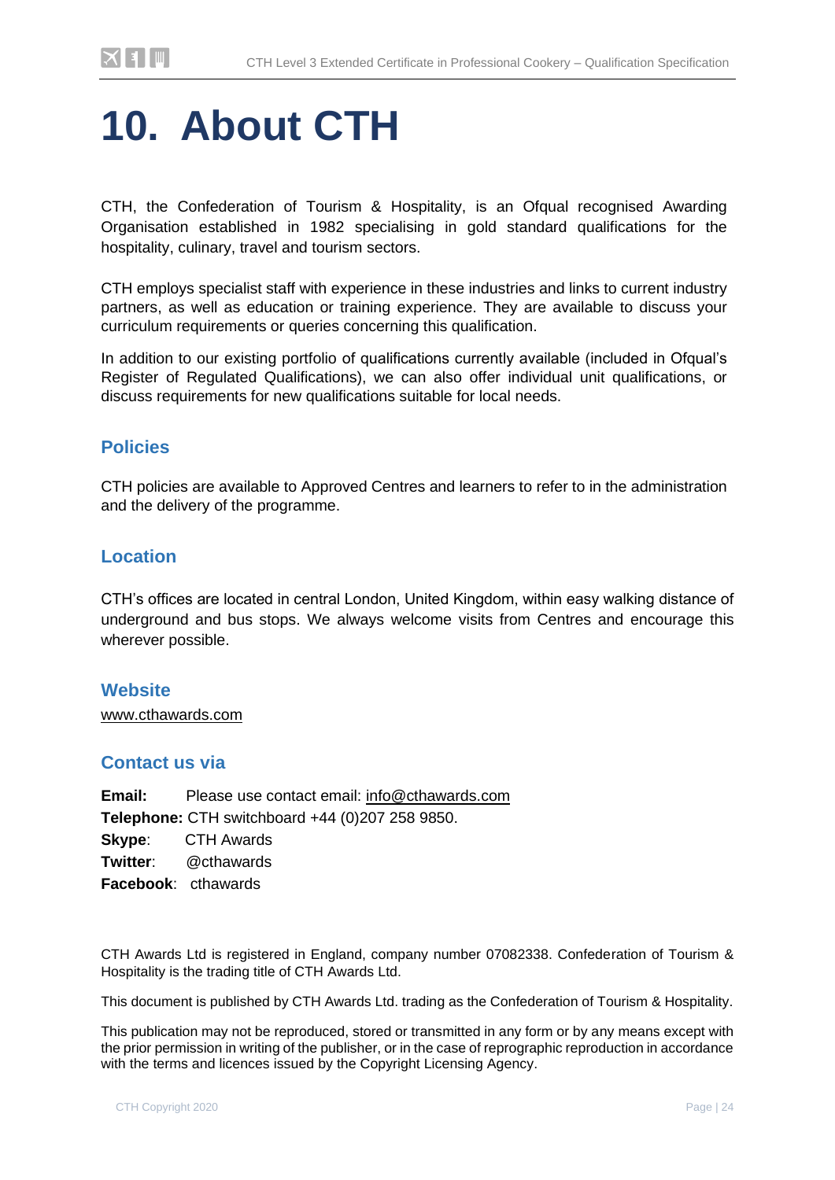# 10. About CTH

CTH, the Confederation of Tourism & Hospitality, is an Ofqual recognised Awarding Organisation established in 1982 specialising in gold standard qualifications for the hospitality, culinary, travel and tourism sectors.

CTH employs specialist staff with experience in these industries and links to current industry partners, as well as education or training experience. They are available to discuss your curriculum requirements or queries concerning this qualification.

In addition to our existing portfolio of qualifications currently available (included in Ofqual's Register of Regulated Qualifications), we can also offer individual unit qualifications, or discuss requirements for new qualifications suitable for local needs.

## Policies

CTH policies are available to Approved Centres and learners to refer to in the administration and the delivery of the programme.

## Location

CTH's offices are located in central London, United Kingdom, within easy walking distance of underground and bus stops. We always welcome visits from Centres and encourage this wherever possible.

## Website

www.cthawards.com

## Contact us via

**Email:** Please use contact email: info@cthawards.com
**Telephone:** CTH switchboard +44 (0)207 258 9850.
**Skype**: CTH Awards
**Twitter**: @cthawards
**Facebook**: cthawards

CTH Awards Ltd is registered in England, company number 07082338. Confederation of Tourism & Hospitality is the trading title of CTH Awards Ltd.

This document is published by CTH Awards Ltd. trading as the Confederation of Tourism & Hospitality.

This publication may not be reproduced, stored or transmitted in any form or by any means except with the prior permission in writing of the publisher, or in the case of reprographic reproduction in accordance with the terms and licences issued by the Copyright Licensing Agency.